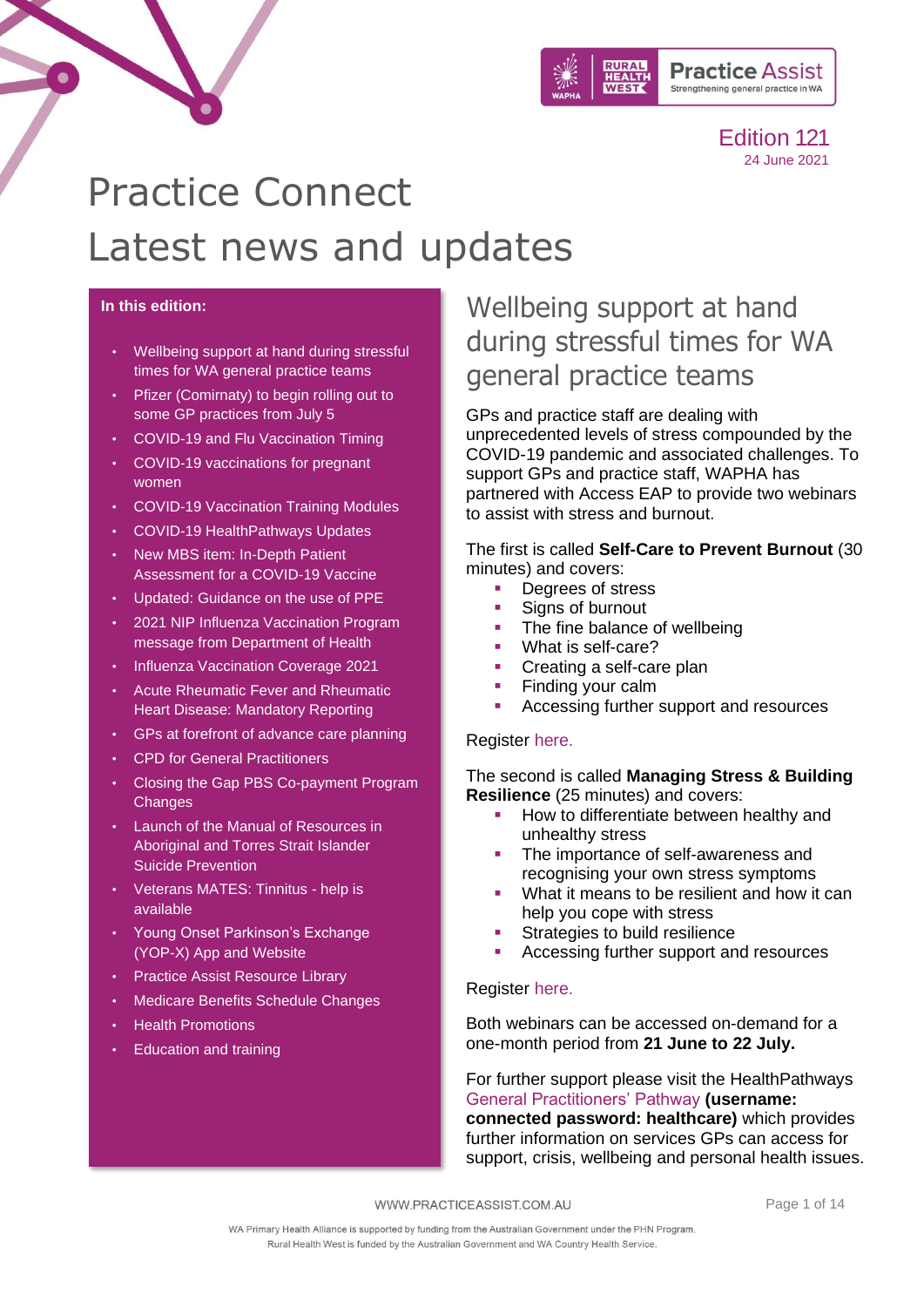Edition 121
24 June 2021

# Practice Connect
# Latest news and updates

**In this edition:**

- Wellbeing support at hand during stressful times for WA general practice teams
- Pfizer (Comirnaty) to begin rolling out to some GP practices from July 5
- COVID-19 and Flu Vaccination Timing
- COVID-19 vaccinations for pregnant women
- COVID-19 Vaccination Training Modules
- COVID-19 HealthPathways Updates
- New MBS item: In-Depth Patient Assessment for a COVID-19 Vaccine
- Updated: Guidance on the use of PPE
- 2021 NIP Influenza Vaccination Program message from Department of Health
- Influenza Vaccination Coverage 2021
- Acute Rheumatic Fever and Rheumatic Heart Disease: Mandatory Reporting
- GPs at forefront of advance care planning
- CPD for General Practitioners
- Closing the Gap PBS Co-payment Program Changes
- Launch of the Manual of Resources in Aboriginal and Torres Strait Islander Suicide Prevention
- Veterans MATES: Tinnitus - help is available
- Young Onset Parkinson's Exchange (YOP-X) App and Website
- Practice Assist Resource Library
- Medicare Benefits Schedule Changes
- Health Promotions
- Education and training

## Wellbeing support at hand during stressful times for WA general practice teams

GPs and practice staff are dealing with unprecedented levels of stress compounded by the COVID-19 pandemic and associated challenges. To support GPs and practice staff, WAPHA has partnered with Access EAP to provide two webinars to assist with stress and burnout.

The first is called **Self-Care to Prevent Burnout** (30 minutes) and covers:

- Degrees of stress
- Signs of burnout
- The fine balance of wellbeing
- What is self-care?
- Creating a self-care plan
- Finding your calm
- Accessing further support and resources

Register here.

The second is called **Managing Stress & Building Resilience** (25 minutes) and covers:

- How to differentiate between healthy and unhealthy stress
- The importance of self-awareness and recognising your own stress symptoms
- What it means to be resilient and how it can help you cope with stress
- Strategies to build resilience
- Accessing further support and resources

Register here.

Both webinars can be accessed on-demand for a one-month period from **21 June to 22 July.**

For further support please visit the HealthPathways General Practitioners' Pathway **(username: connected password: healthcare)** which provides further information on services GPs can access for support, crisis, wellbeing and personal health issues.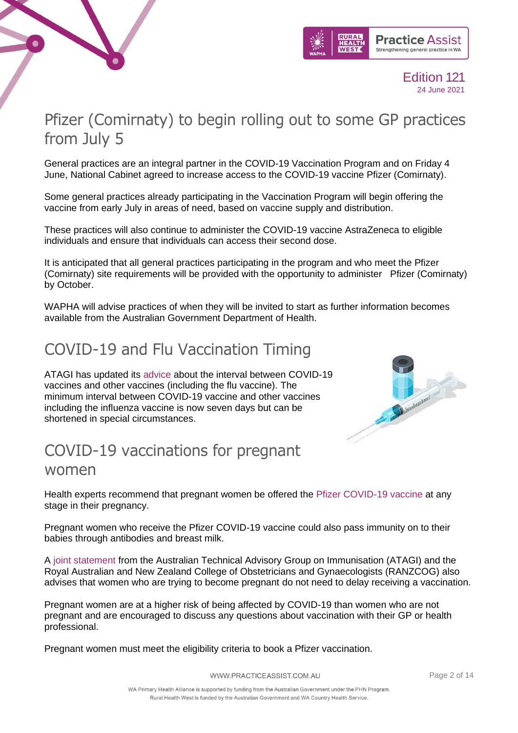# Pfizer (Comirnaty) to begin rolling out to some GP practices from July 5

General practices are an integral partner in the COVID-19 Vaccination Program and on Friday 4 June, National Cabinet agreed to increase access to the COVID-19 vaccine Pfizer (Comirnaty).

Some general practices already participating in the Vaccination Program will begin offering the vaccine from early July in areas of need, based on vaccine supply and distribution.

These practices will also continue to administer the COVID-19 vaccine AstraZeneca to eligible individuals and ensure that individuals can access their second dose.

It is anticipated that all general practices participating in the program and who meet the Pfizer (Comirnaty) site requirements will be provided with the opportunity to administer Pfizer (Comirnaty) by October.

WAPHA will advise practices of when they will be invited to start as further information becomes available from the Australian Government Department of Health.

# COVID-19 and Flu Vaccination Timing

ATAGI has updated its advice about the interval between COVID-19 vaccines and other vaccines (including the flu vaccine). The minimum interval between COVID-19 vaccine and other vaccines including the influenza vaccine is now seven days but can be shortened in special circumstances.

# COVID-19 vaccinations for pregnant women

Health experts recommend that pregnant women be offered the Pfizer COVID-19 vaccine at any stage in their pregnancy.

Pregnant women who receive the Pfizer COVID-19 vaccine could also pass immunity on to their babies through antibodies and breast milk.

A joint statement from the Australian Technical Advisory Group on Immunisation (ATAGI) and the Royal Australian and New Zealand College of Obstetricians and Gynaecologists (RANZCOG) also advises that women who are trying to become pregnant do not need to delay receiving a vaccination.

Pregnant women are at a higher risk of being affected by COVID-19 than women who are not pregnant and are encouraged to discuss any questions about vaccination with their GP or health professional.

Pregnant women must meet the eligibility criteria to book a Pfizer vaccination.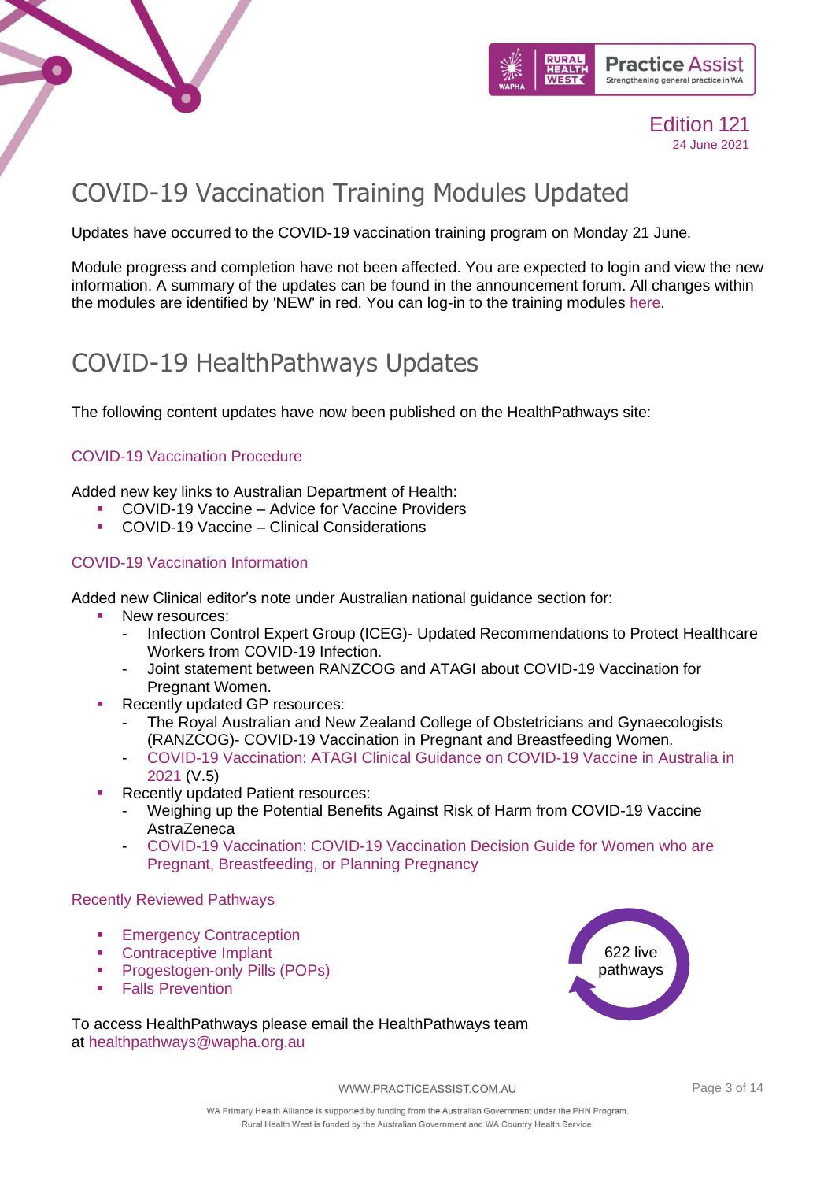Edition 121
24 June 2021

# COVID-19 Vaccination Training Modules Updated

Updates have occurred to the COVID-19 vaccination training program on Monday 21 June.

Module progress and completion have not been affected. You are expected to login and view the new information. A summary of the updates can be found in the announcement forum. All changes within the modules are identified by 'NEW' in red. You can log-in to the training modules here.

# COVID-19 HealthPathways Updates

The following content updates have now been published on the HealthPathways site:

### COVID-19 Vaccination Procedure

Added new key links to Australian Department of Health:

- COVID-19 Vaccine – Advice for Vaccine Providers
- COVID-19 Vaccine – Clinical Considerations

### COVID-19 Vaccination Information

Added new Clinical editor's note under Australian national guidance section for:

- New resources:
  - Infection Control Expert Group (ICEG)- Updated Recommendations to Protect Healthcare Workers from COVID-19 Infection.
  - Joint statement between RANZCOG and ATAGI about COVID-19 Vaccination for Pregnant Women.
- Recently updated GP resources:
  - The Royal Australian and New Zealand College of Obstetricians and Gynaecologists (RANZCOG)- COVID-19 Vaccination in Pregnant and Breastfeeding Women.
  - COVID-19 Vaccination: ATAGI Clinical Guidance on COVID-19 Vaccine in Australia in 2021 (V.5)
- Recently updated Patient resources:
  - Weighing up the Potential Benefits Against Risk of Harm from COVID-19 Vaccine AstraZeneca
  - COVID-19 Vaccination: COVID-19 Vaccination Decision Guide for Women who are Pregnant, Breastfeeding, or Planning Pregnancy

### Recently Reviewed Pathways

- Emergency Contraception
- Contraceptive Implant
- Progestogen-only Pills (POPs)
- Falls Prevention

622 live pathways

To access HealthPathways please email the HealthPathways team at healthpathways@wapha.org.au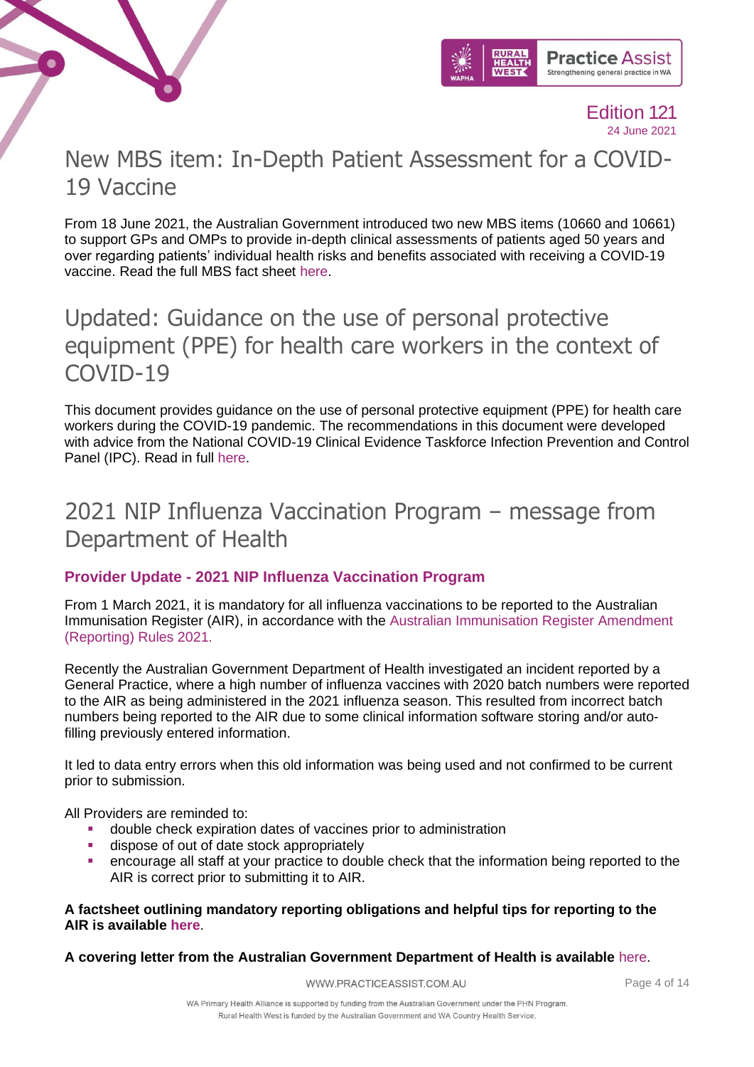# New MBS item: In-Depth Patient Assessment for a COVID-19 Vaccine

From 18 June 2021, the Australian Government introduced two new MBS items (10660 and 10661) to support GPs and OMPs to provide in-depth clinical assessments of patients aged 50 years and over regarding patients' individual health risks and benefits associated with receiving a COVID-19 vaccine. Read the full MBS fact sheet here.

# Updated: Guidance on the use of personal protective equipment (PPE) for health care workers in the context of COVID-19

This document provides guidance on the use of personal protective equipment (PPE) for health care workers during the COVID-19 pandemic. The recommendations in this document were developed with advice from the National COVID-19 Clinical Evidence Taskforce Infection Prevention and Control Panel (IPC). Read in full here.

# 2021 NIP Influenza Vaccination Program – message from Department of Health

### Provider Update - 2021 NIP Influenza Vaccination Program

From 1 March 2021, it is mandatory for all influenza vaccinations to be reported to the Australian Immunisation Register (AIR), in accordance with the Australian Immunisation Register Amendment (Reporting) Rules 2021.

Recently the Australian Government Department of Health investigated an incident reported by a General Practice, where a high number of influenza vaccines with 2020 batch numbers were reported to the AIR as being administered in the 2021 influenza season. This resulted from incorrect batch numbers being reported to the AIR due to some clinical information software storing and/or auto-filling previously entered information.

It led to data entry errors when this old information was being used and not confirmed to be current prior to submission.

All Providers are reminded to:

- double check expiration dates of vaccines prior to administration
- dispose of out of date stock appropriately
- encourage all staff at your practice to double check that the information being reported to the AIR is correct prior to submitting it to AIR.

**A factsheet outlining mandatory reporting obligations and helpful tips for reporting to the AIR is available here.**

**A covering letter from the Australian Government Department of Health is available** here.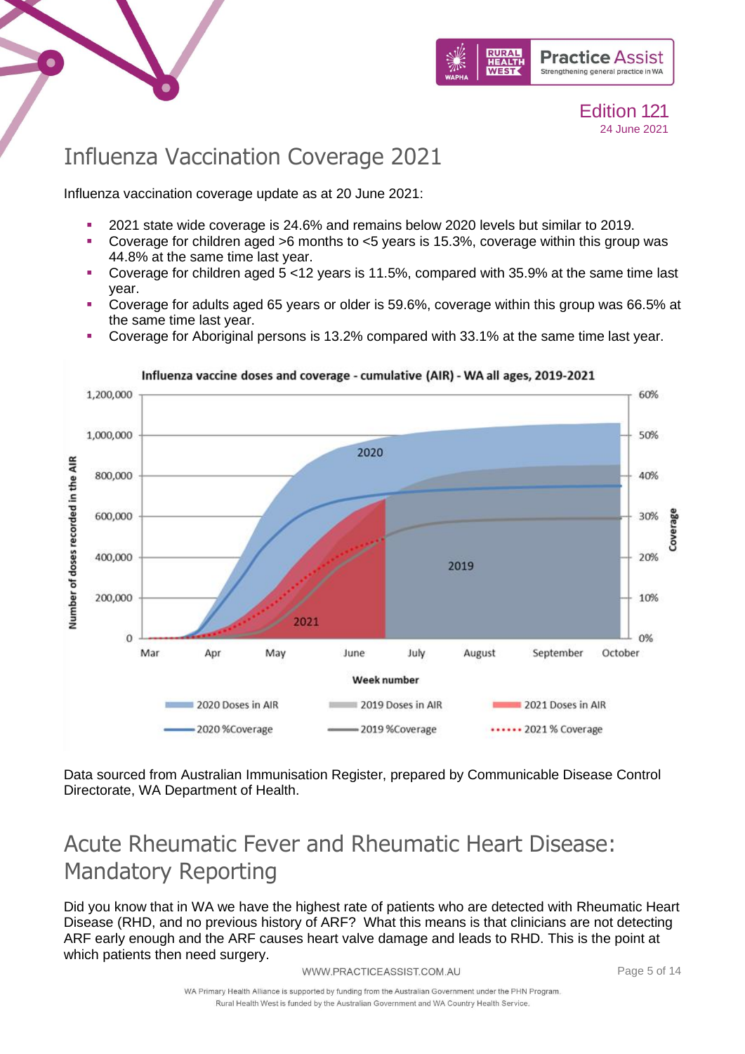## Influenza Vaccination Coverage 2021

Influenza vaccination coverage update as at 20 June 2021:

- 2021 state wide coverage is 24.6% and remains below 2020 levels but similar to 2019.
- Coverage for children aged >6 months to <5 years is 15.3%, coverage within this group was 44.8% at the same time last year.
- Coverage for children aged 5 <12 years is 11.5%, compared with 35.9% at the same time last year.
- Coverage for adults aged 65 years or older is 59.6%, coverage within this group was 66.5% at the same time last year.
- Coverage for Aboriginal persons is 13.2% compared with 33.1% at the same time last year.

Influenza vaccine doses and coverage - cumulative (AIR) - WA all ages, 2019-2021

Data sourced from Australian Immunisation Register, prepared by Communicable Disease Control Directorate, WA Department of Health.

## Acute Rheumatic Fever and Rheumatic Heart Disease: Mandatory Reporting

Did you know that in WA we have the highest rate of patients who are detected with Rheumatic Heart Disease (RHD, and no previous history of ARF? What this means is that clinicians are not detecting ARF early enough and the ARF causes heart valve damage and leads to RHD. This is the point at which patients then need surgery.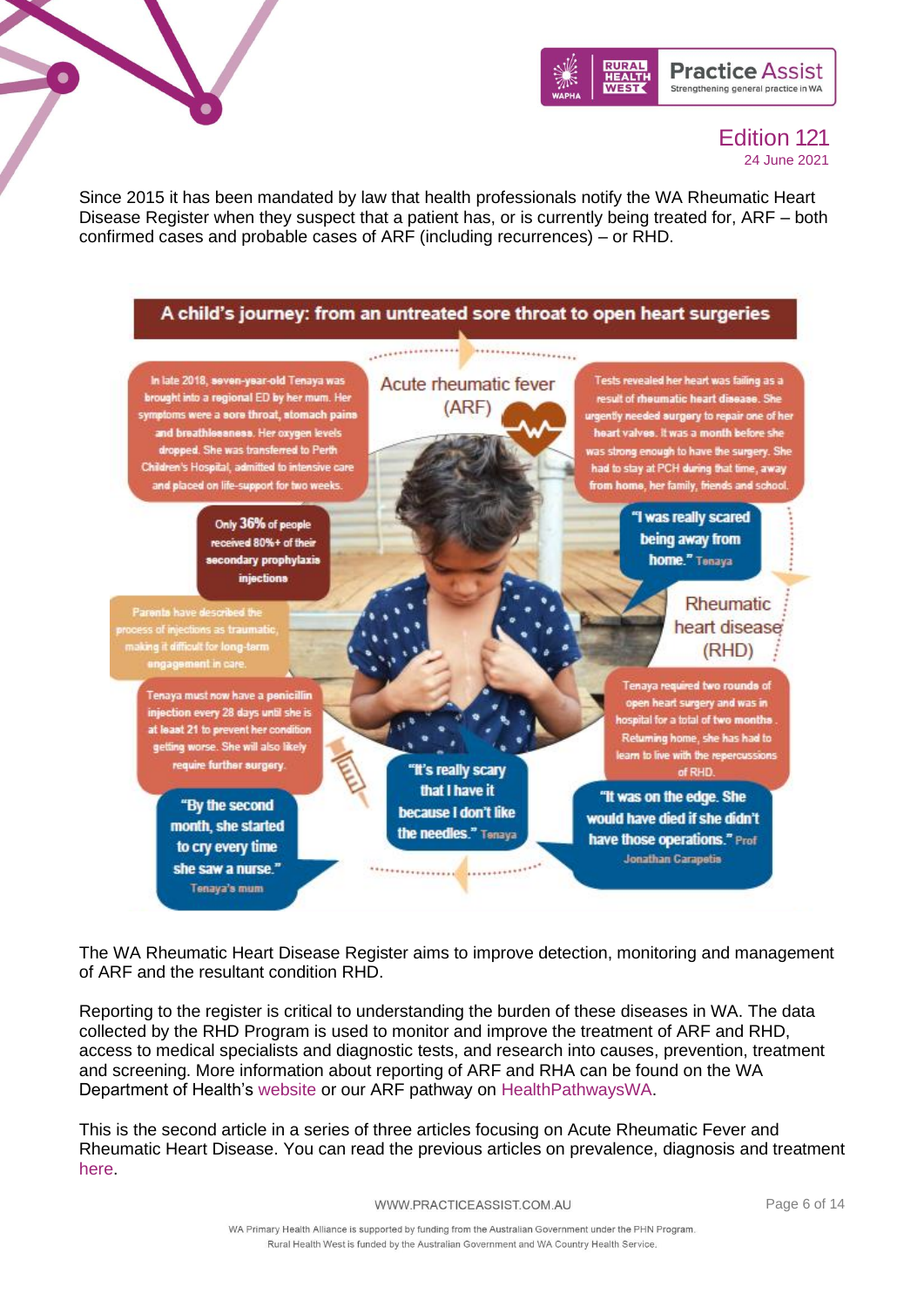Since 2015 it has been mandated by law that health professionals notify the WA Rheumatic Heart Disease Register when they suspect that a patient has, or is currently being treated for, ARF – both confirmed cases and probable cases of ARF (including recurrences) – or RHD.

## A child's journey: from an untreated sore throat to open heart surgeries

In late 2018, seven-year-old Tenaya was brought into a regional ED by her mum. Her symptoms were a sore throat, stomach pains and breathlessness. Her oxygen levels dropped. She was transferred to Perth Children's Hospital, admitted to intensive care and placed on life-support for two weeks.

Acute rheumatic fever (ARF)

Tests revealed her heart was failing as a result of rheumatic heart disease. She urgently needed surgery to repair one of her heart valves. It was a month before she was strong enough to have the surgery. She had to stay at PCH during that time, away from home, her family, friends and school.

Only 36% of people received 80%+ of their secondary prophylaxis injections

"I was really scared being away from home." Tenaya

Parents have described the process of injections as traumatic, making it difficult for long-term engagement in care.

Rheumatic heart disease (RHD)

Tenaya must now have a penicillin injection every 28 days until she is at least 21 to prevent her condition getting worse. She will also likely require further surgery.

Tenaya required two rounds of open heart surgery and was in hospital for a total of two months. Returning home, she has had to learn to live with the repercussions of RHD.

"It's really scary that I have it because I don't like the needles." Tenaya

"It was on the edge. She would have died if she didn't have those operations." Prof Jonathan Carapetis

"By the second month, she started to cry every time she saw a nurse." Tenaya's mum

The WA Rheumatic Heart Disease Register aims to improve detection, monitoring and management of ARF and the resultant condition RHD.

Reporting to the register is critical to understanding the burden of these diseases in WA. The data collected by the RHD Program is used to monitor and improve the treatment of ARF and RHD, access to medical specialists and diagnostic tests, and research into causes, prevention, treatment and screening. More information about reporting of ARF and RHA can be found on the WA Department of Health's website or our ARF pathway on HealthPathwaysWA.

This is the second article in a series of three articles focusing on Acute Rheumatic Fever and Rheumatic Heart Disease. You can read the previous articles on prevalence, diagnosis and treatment here.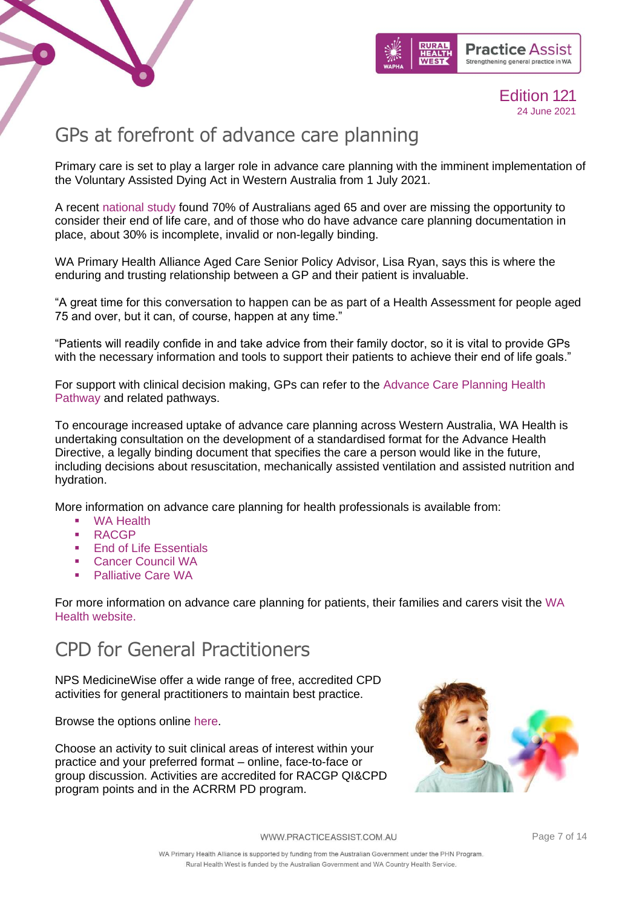# GPs at forefront of advance care planning

Primary care is set to play a larger role in advance care planning with the imminent implementation of the Voluntary Assisted Dying Act in Western Australia from 1 July 2021.

A recent national study found 70% of Australians aged 65 and over are missing the opportunity to consider their end of life care, and of those who do have advance care planning documentation in place, about 30% is incomplete, invalid or non-legally binding.

WA Primary Health Alliance Aged Care Senior Policy Advisor, Lisa Ryan, says this is where the enduring and trusting relationship between a GP and their patient is invaluable.

"A great time for this conversation to happen can be as part of a Health Assessment for people aged 75 and over, but it can, of course, happen at any time."

"Patients will readily confide in and take advice from their family doctor, so it is vital to provide GPs with the necessary information and tools to support their patients to achieve their end of life goals."

For support with clinical decision making, GPs can refer to the Advance Care Planning Health Pathway and related pathways.

To encourage increased uptake of advance care planning across Western Australia, WA Health is undertaking consultation on the development of a standardised format for the Advance Health Directive, a legally binding document that specifies the care a person would like in the future, including decisions about resuscitation, mechanically assisted ventilation and assisted nutrition and hydration.

More information on advance care planning for health professionals is available from:

- WA Health
- RACGP
- End of Life Essentials
- Cancer Council WA
- Palliative Care WA

For more information on advance care planning for patients, their families and carers visit the WA Health website.

# CPD for General Practitioners

NPS MedicineWise offer a wide range of free, accredited CPD activities for general practitioners to maintain best practice.

Browse the options online here.

Choose an activity to suit clinical areas of interest within your practice and your preferred format – online, face-to-face or group discussion. Activities are accredited for RACGP QI&CPD program points and in the ACRRM PD program.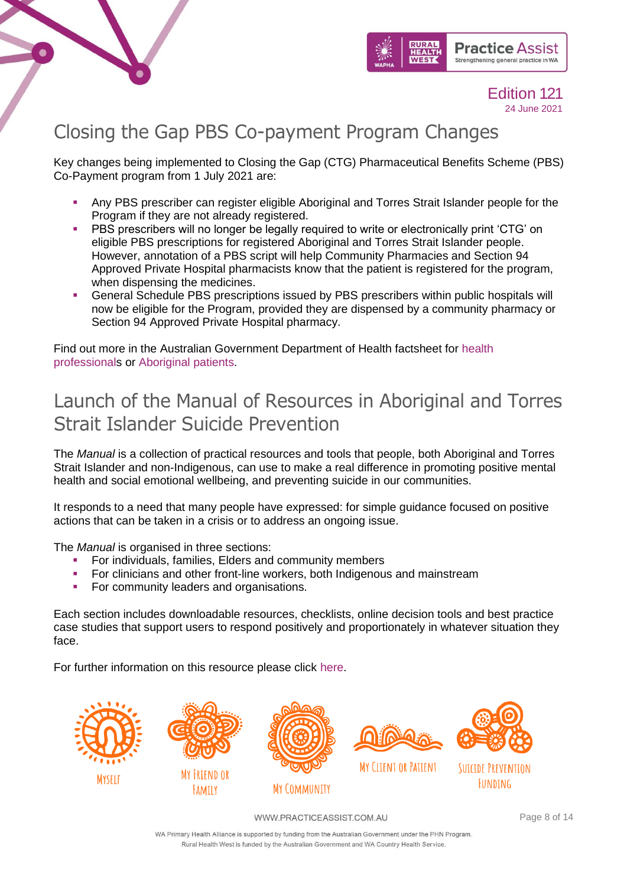# Closing the Gap PBS Co-payment Program Changes

Key changes being implemented to Closing the Gap (CTG) Pharmaceutical Benefits Scheme (PBS) Co-Payment program from 1 July 2021 are:

- Any PBS prescriber can register eligible Aboriginal and Torres Strait Islander people for the Program if they are not already registered.
- PBS prescribers will no longer be legally required to write or electronically print 'CTG' on eligible PBS prescriptions for registered Aboriginal and Torres Strait Islander people. However, annotation of a PBS script will help Community Pharmacies and Section 94 Approved Private Hospital pharmacists know that the patient is registered for the program, when dispensing the medicines.
- General Schedule PBS prescriptions issued by PBS prescribers within public hospitals will now be eligible for the Program, provided they are dispensed by a community pharmacy or Section 94 Approved Private Hospital pharmacy.

Find out more in the Australian Government Department of Health factsheet for health professionals or Aboriginal patients.

# Launch of the Manual of Resources in Aboriginal and Torres Strait Islander Suicide Prevention

The *Manual* is a collection of practical resources and tools that people, both Aboriginal and Torres Strait Islander and non-Indigenous, can use to make a real difference in promoting positive mental health and social emotional wellbeing, and preventing suicide in our communities.

It responds to a need that many people have expressed: for simple guidance focused on positive actions that can be taken in a crisis or to address an ongoing issue.

The *Manual* is organised in three sections:

- For individuals, families, Elders and community members
- For clinicians and other front-line workers, both Indigenous and mainstream
- For community leaders and organisations.

Each section includes downloadable resources, checklists, online decision tools and best practice case studies that support users to respond positively and proportionately in whatever situation they face.

For further information on this resource please click here.

Myself | My Friend or Family | My Community | My Client or Patient | Suicide Prevention Funding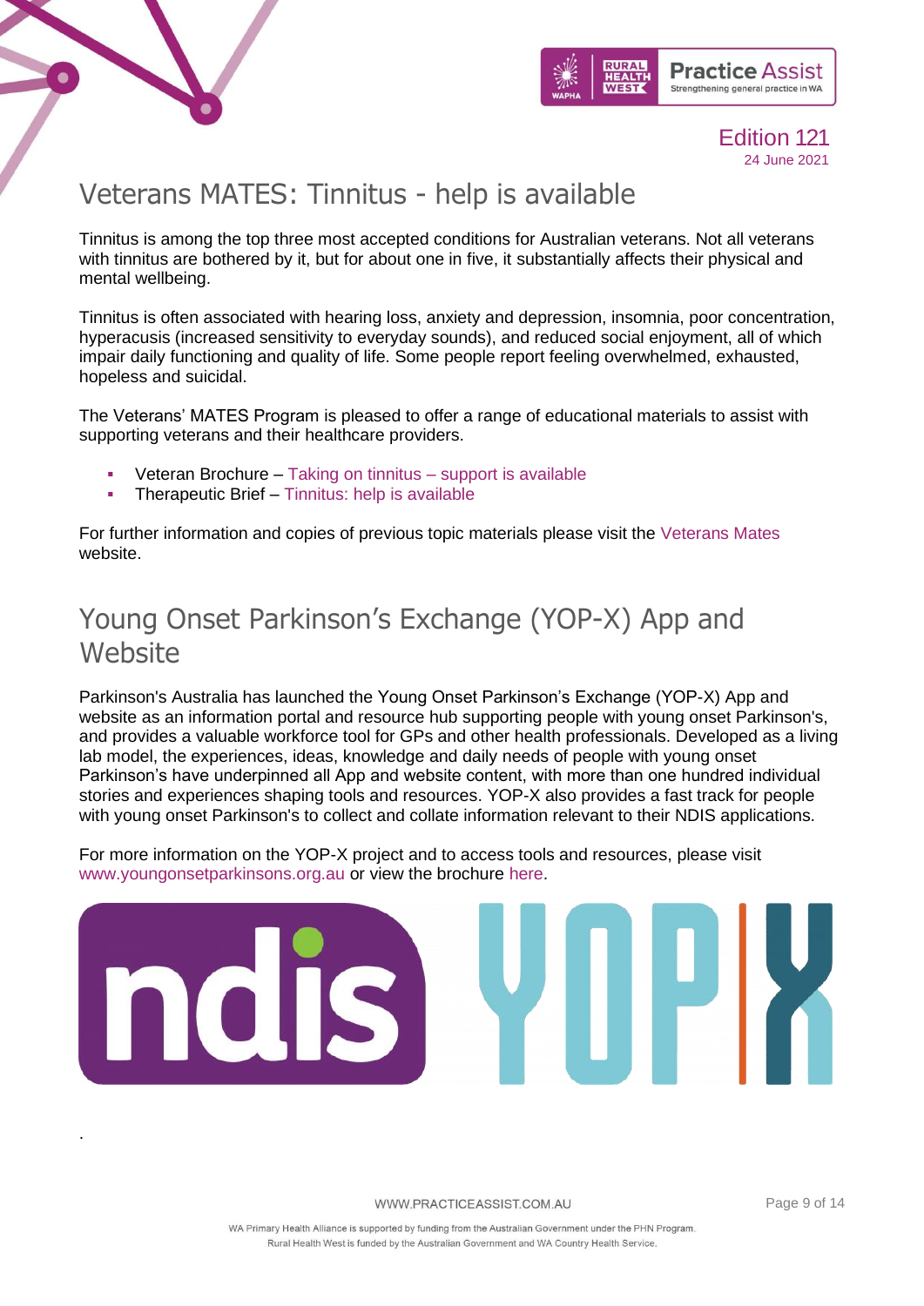## Veterans MATES: Tinnitus - help is available

Tinnitus is among the top three most accepted conditions for Australian veterans. Not all veterans with tinnitus are bothered by it, but for about one in five, it substantially affects their physical and mental wellbeing.

Tinnitus is often associated with hearing loss, anxiety and depression, insomnia, poor concentration, hyperacusis (increased sensitivity to everyday sounds), and reduced social enjoyment, all of which impair daily functioning and quality of life. Some people report feeling overwhelmed, exhausted, hopeless and suicidal.

The Veterans' MATES Program is pleased to offer a range of educational materials to assist with supporting veterans and their healthcare providers.

- Veteran Brochure – Taking on tinnitus – support is available
- Therapeutic Brief – Tinnitus: help is available

For further information and copies of previous topic materials please visit the Veterans Mates website.

## Young Onset Parkinson's Exchange (YOP-X) App and Website

Parkinson's Australia has launched the Young Onset Parkinson's Exchange (YOP-X) App and website as an information portal and resource hub supporting people with young onset Parkinson's, and provides a valuable workforce tool for GPs and other health professionals. Developed as a living lab model, the experiences, ideas, knowledge and daily needs of people with young onset Parkinson's have underpinned all App and website content, with more than one hundred individual stories and experiences shaping tools and resources. YOP-X also provides a fast track for people with young onset Parkinson's to collect and collate information relevant to their NDIS applications.

For more information on the YOP-X project and to access tools and resources, please visit www.youngonsetparkinsons.org.au or view the brochure here.

.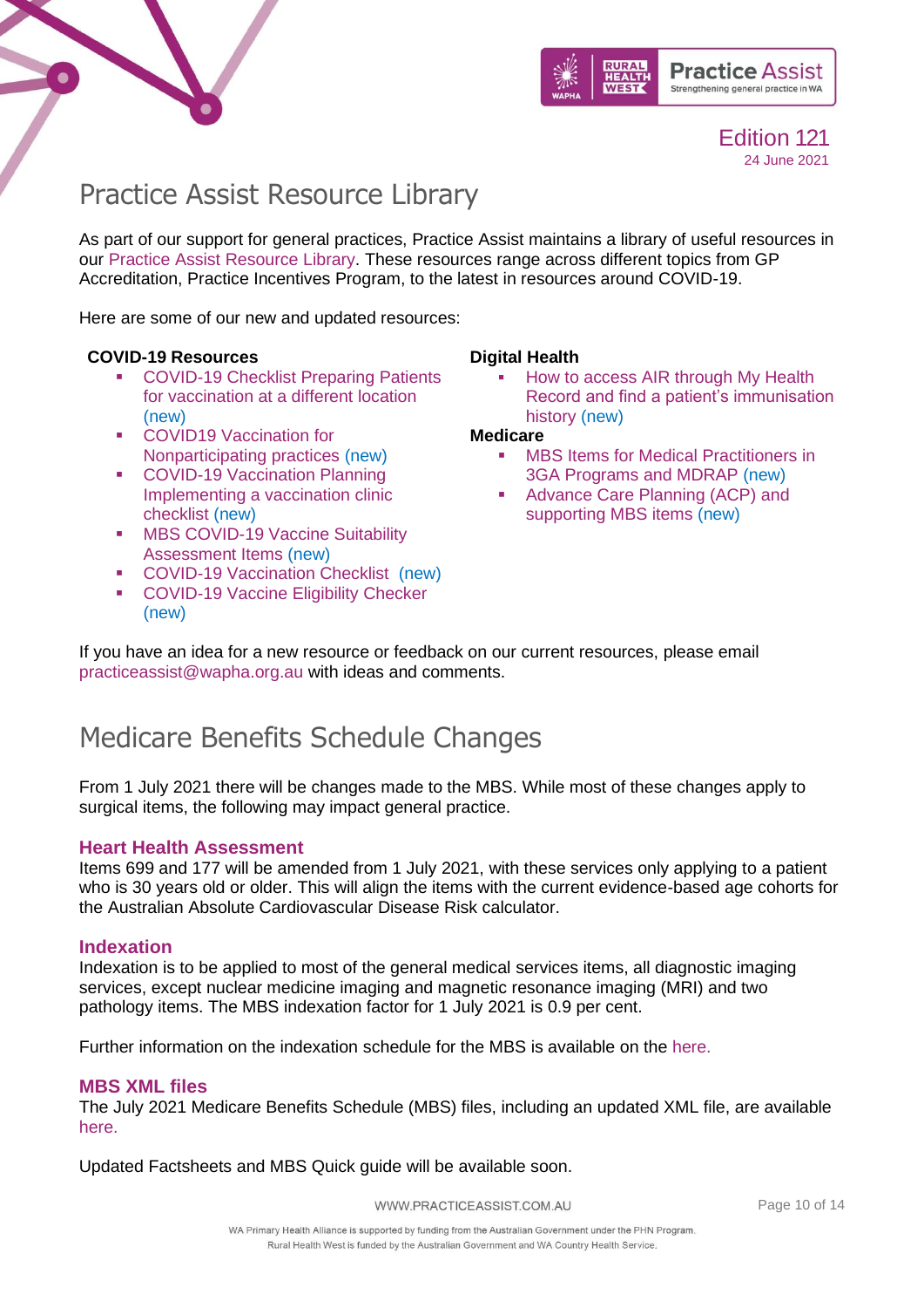# Practice Assist Resource Library

As part of our support for general practices, Practice Assist maintains a library of useful resources in our Practice Assist Resource Library. These resources range across different topics from GP Accreditation, Practice Incentives Program, to the latest in resources around COVID-19.

Here are some of our new and updated resources:

**COVID-19 Resources**

- COVID-19 Checklist Preparing Patients for vaccination at a different location (new)
- COVID19 Vaccination for Nonparticipating practices (new)
- COVID-19 Vaccination Planning Implementing a vaccination clinic checklist (new)
- MBS COVID-19 Vaccine Suitability Assessment Items (new)
- COVID-19 Vaccination Checklist (new)
- COVID-19 Vaccine Eligibility Checker (new)

**Digital Health**

- How to access AIR through My Health Record and find a patient's immunisation history (new)

**Medicare**

- MBS Items for Medical Practitioners in 3GA Programs and MDRAP (new)
- Advance Care Planning (ACP) and supporting MBS items (new)

If you have an idea for a new resource or feedback on our current resources, please email practiceassist@wapha.org.au with ideas and comments.

# Medicare Benefits Schedule Changes

From 1 July 2021 there will be changes made to the MBS. While most of these changes apply to surgical items, the following may impact general practice.

### Heart Health Assessment

Items 699 and 177 will be amended from 1 July 2021, with these services only applying to a patient who is 30 years old or older. This will align the items with the current evidence-based age cohorts for the Australian Absolute Cardiovascular Disease Risk calculator.

### Indexation

Indexation is to be applied to most of the general medical services items, all diagnostic imaging services, except nuclear medicine imaging and magnetic resonance imaging (MRI) and two pathology items. The MBS indexation factor for 1 July 2021 is 0.9 per cent.

Further information on the indexation schedule for the MBS is available on the here.

### MBS XML files

The July 2021 Medicare Benefits Schedule (MBS) files, including an updated XML file, are available here.

Updated Factsheets and MBS Quick guide will be available soon.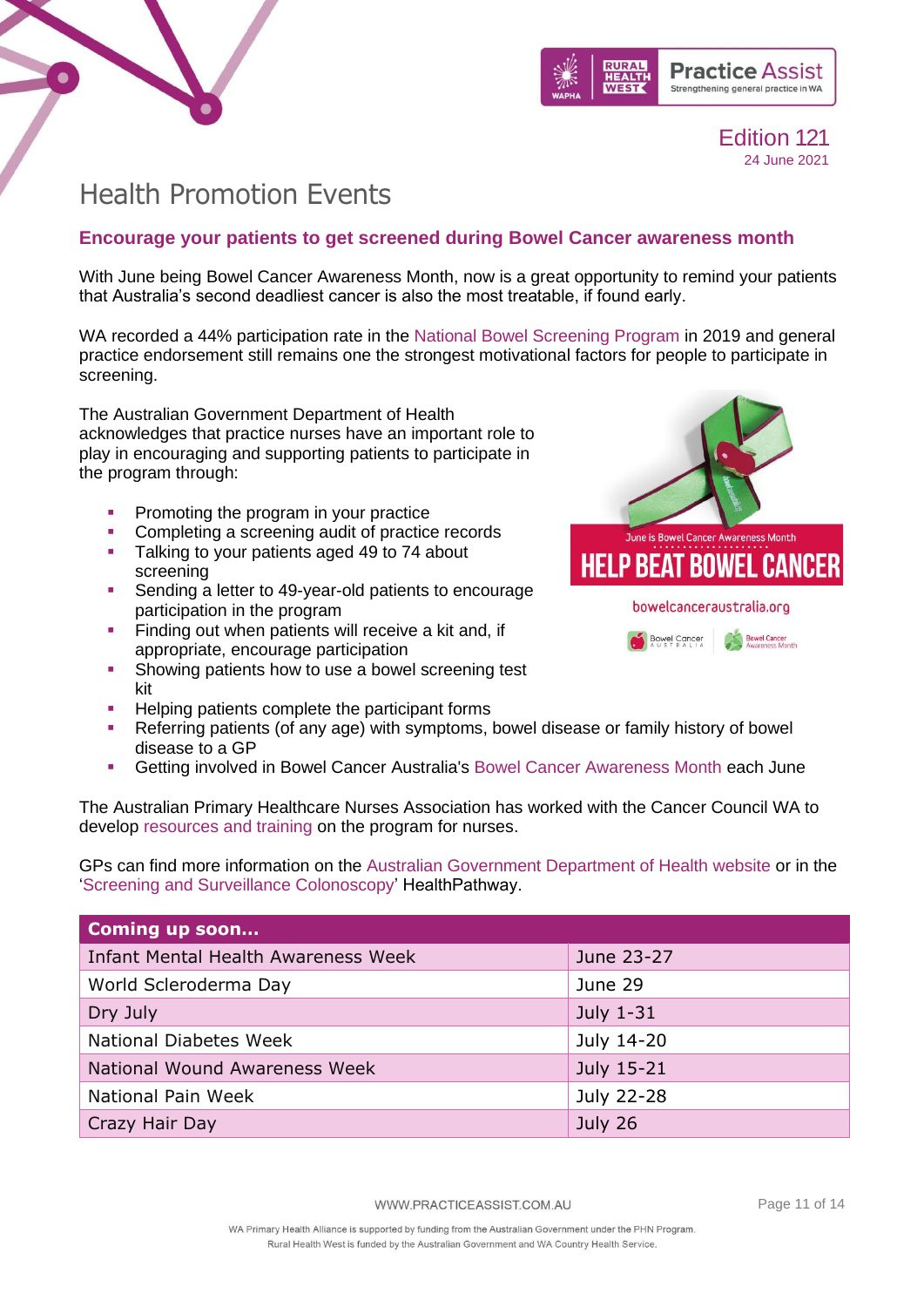# Health Promotion Events

## Encourage your patients to get screened during Bowel Cancer awareness month

With June being Bowel Cancer Awareness Month, now is a great opportunity to remind your patients that Australia's second deadliest cancer is also the most treatable, if found early.

WA recorded a 44% participation rate in the National Bowel Screening Program in 2019 and general practice endorsement still remains one the strongest motivational factors for people to participate in screening.

The Australian Government Department of Health acknowledges that practice nurses have an important role to play in encouraging and supporting patients to participate in the program through:

- Promoting the program in your practice
- Completing a screening audit of practice records
- Talking to your patients aged 49 to 74 about screening
- Sending a letter to 49-year-old patients to encourage participation in the program
- Finding out when patients will receive a kit and, if appropriate, encourage participation
- Showing patients how to use a bowel screening test kit
- Helping patients complete the participant forms
- Referring patients (of any age) with symptoms, bowel disease or family history of bowel disease to a GP
- Getting involved in Bowel Cancer Australia's Bowel Cancer Awareness Month each June

The Australian Primary Healthcare Nurses Association has worked with the Cancer Council WA to develop resources and training on the program for nurses.

GPs can find more information on the Australian Government Department of Health website or in the 'Screening and Surveillance Colonoscopy' HealthPathway.

| Coming up soon… | |
| --- | --- |
| Infant Mental Health Awareness Week | June 23-27 |
| World Scleroderma Day | June 29 |
| Dry July | July 1-31 |
| National Diabetes Week | July 14-20 |
| National Wound Awareness Week | July 15-21 |
| National Pain Week | July 22-28 |
| Crazy Hair Day | July 26 |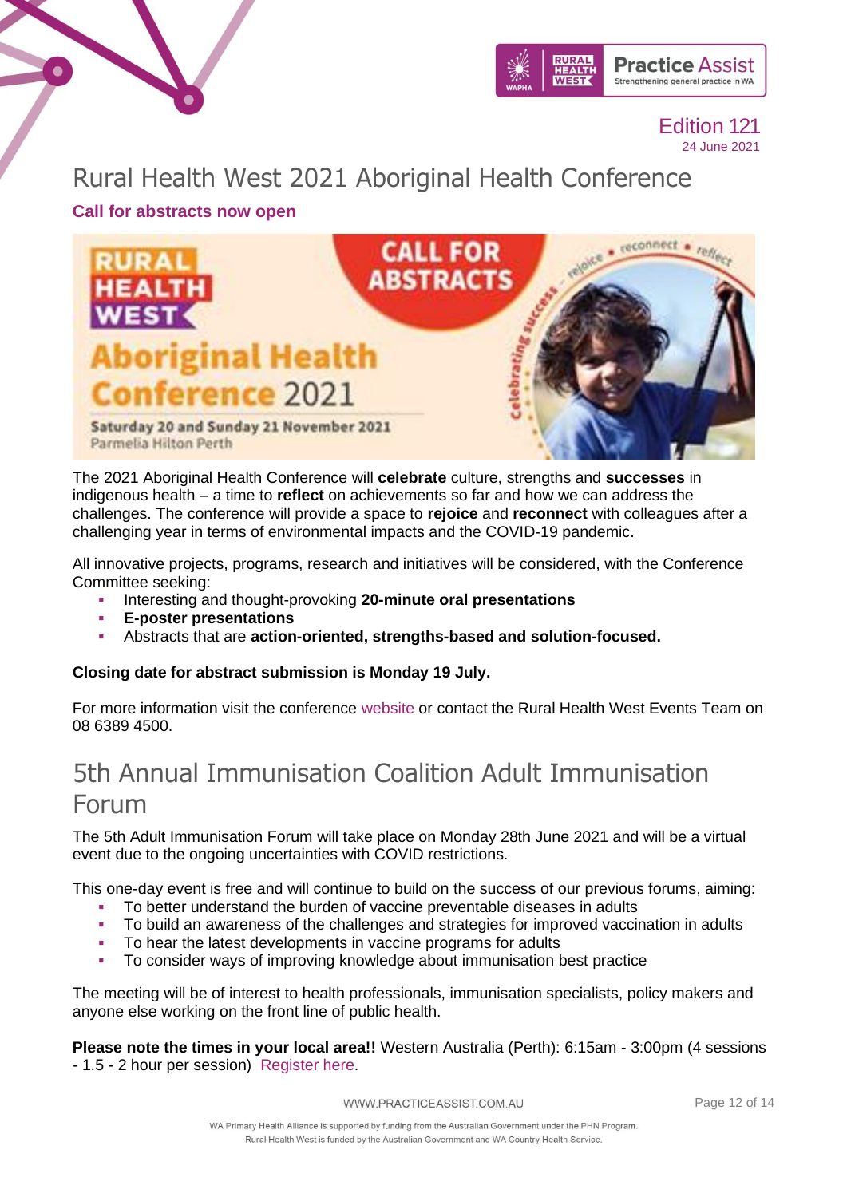# Rural Health West 2021 Aboriginal Health Conference

### Call for abstracts now open

The 2021 Aboriginal Health Conference will **celebrate** culture, strengths and **successes** in indigenous health – a time to **reflect** on achievements so far and how we can address the challenges. The conference will provide a space to **rejoice** and **reconnect** with colleagues after a challenging year in terms of environmental impacts and the COVID-19 pandemic.

All innovative projects, programs, research and initiatives will be considered, with the Conference Committee seeking:

- Interesting and thought-provoking **20-minute oral presentations**
- **E-poster presentations**
- Abstracts that are **action-oriented, strengths-based and solution-focused.**

**Closing date for abstract submission is Monday 19 July.**

For more information visit the conference website or contact the Rural Health West Events Team on 08 6389 4500.

# 5th Annual Immunisation Coalition Adult Immunisation Forum

The 5th Adult Immunisation Forum will take place on Monday 28th June 2021 and will be a virtual event due to the ongoing uncertainties with COVID restrictions.

This one-day event is free and will continue to build on the success of our previous forums, aiming:

- To better understand the burden of vaccine preventable diseases in adults
- To build an awareness of the challenges and strategies for improved vaccination in adults
- To hear the latest developments in vaccine programs for adults
- To consider ways of improving knowledge about immunisation best practice

The meeting will be of interest to health professionals, immunisation specialists, policy makers and anyone else working on the front line of public health.

**Please note the times in your local area!!** Western Australia (Perth): 6:15am - 3:00pm (4 sessions - 1.5 - 2 hour per session) Register here.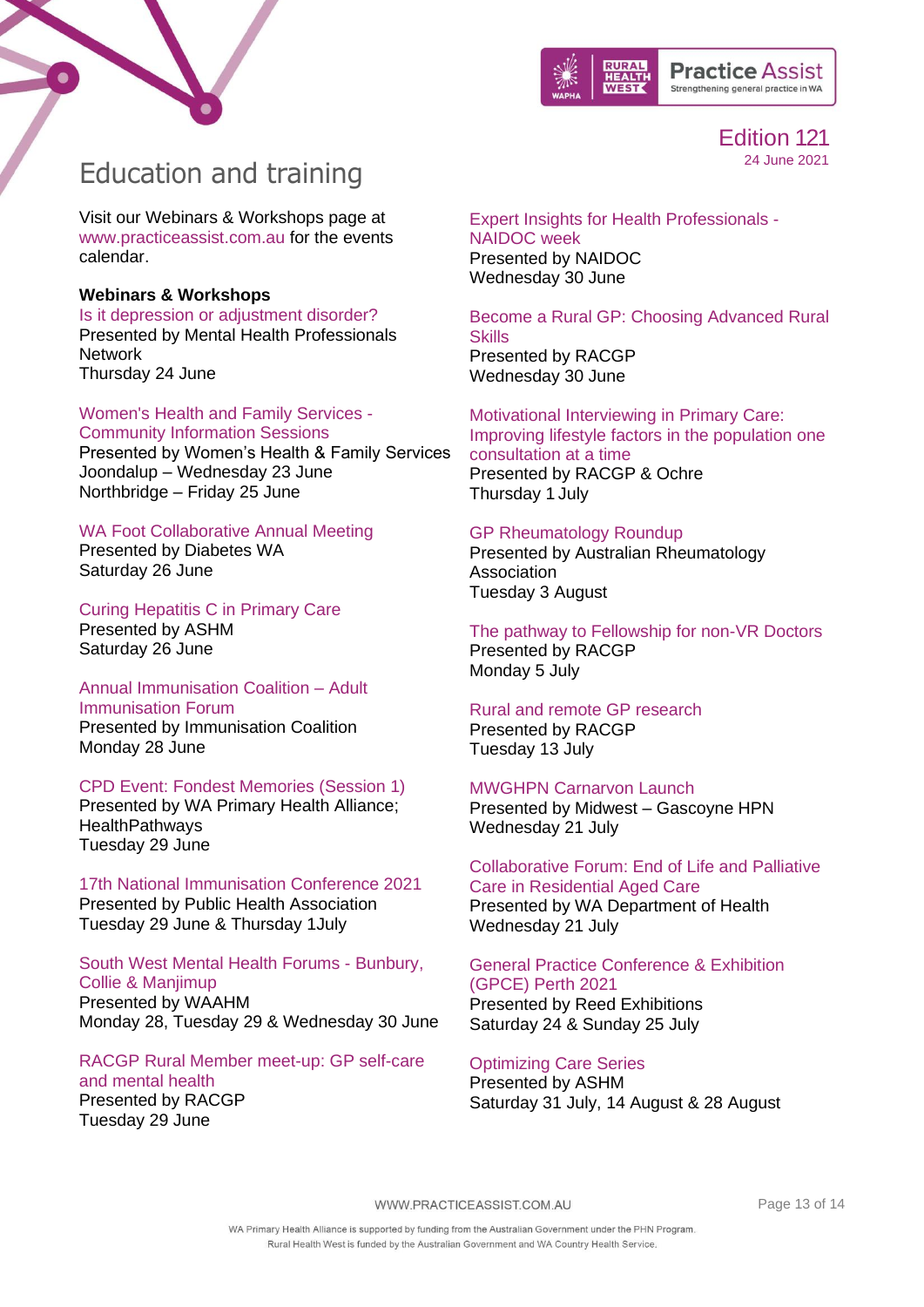# Education and training

Visit our Webinars & Workshops page at www.practiceassist.com.au for the events calendar.

**Webinars & Workshops**

Is it depression or adjustment disorder?
Presented by Mental Health Professionals Network
Thursday 24 June

Women's Health and Family Services - Community Information Sessions
Presented by Women's Health & Family Services
Joondalup – Wednesday 23 June
Northbridge – Friday 25 June

WA Foot Collaborative Annual Meeting
Presented by Diabetes WA
Saturday 26 June

Curing Hepatitis C in Primary Care
Presented by ASHM
Saturday 26 June

Annual Immunisation Coalition – Adult Immunisation Forum
Presented by Immunisation Coalition
Monday 28 June

CPD Event: Fondest Memories (Session 1)
Presented by WA Primary Health Alliance; HealthPathways
Tuesday 29 June

17th National Immunisation Conference 2021
Presented by Public Health Association
Tuesday 29 June & Thursday 1July

South West Mental Health Forums - Bunbury, Collie & Manjimup
Presented by WAAHM
Monday 28, Tuesday 29 & Wednesday 30 June

RACGP Rural Member meet-up: GP self-care and mental health
Presented by RACGP
Tuesday 29 June

Expert Insights for Health Professionals - NAIDOC week
Presented by NAIDOC
Wednesday 30 June

Become a Rural GP: Choosing Advanced Rural Skills
Presented by RACGP
Wednesday 30 June

Motivational Interviewing in Primary Care: Improving lifestyle factors in the population one consultation at a time
Presented by RACGP & Ochre
Thursday 1 July

GP Rheumatology Roundup
Presented by Australian Rheumatology Association
Tuesday 3 August

The pathway to Fellowship for non-VR Doctors
Presented by RACGP
Monday 5 July

Rural and remote GP research
Presented by RACGP
Tuesday 13 July

MWGHPN Carnarvon Launch
Presented by Midwest – Gascoyne HPN
Wednesday 21 July

Collaborative Forum: End of Life and Palliative Care in Residential Aged Care
Presented by WA Department of Health
Wednesday 21 July

General Practice Conference & Exhibition (GPCE) Perth 2021
Presented by Reed Exhibitions
Saturday 24 & Sunday 25 July

Optimizing Care Series
Presented by ASHM
Saturday 31 July, 14 August & 28 August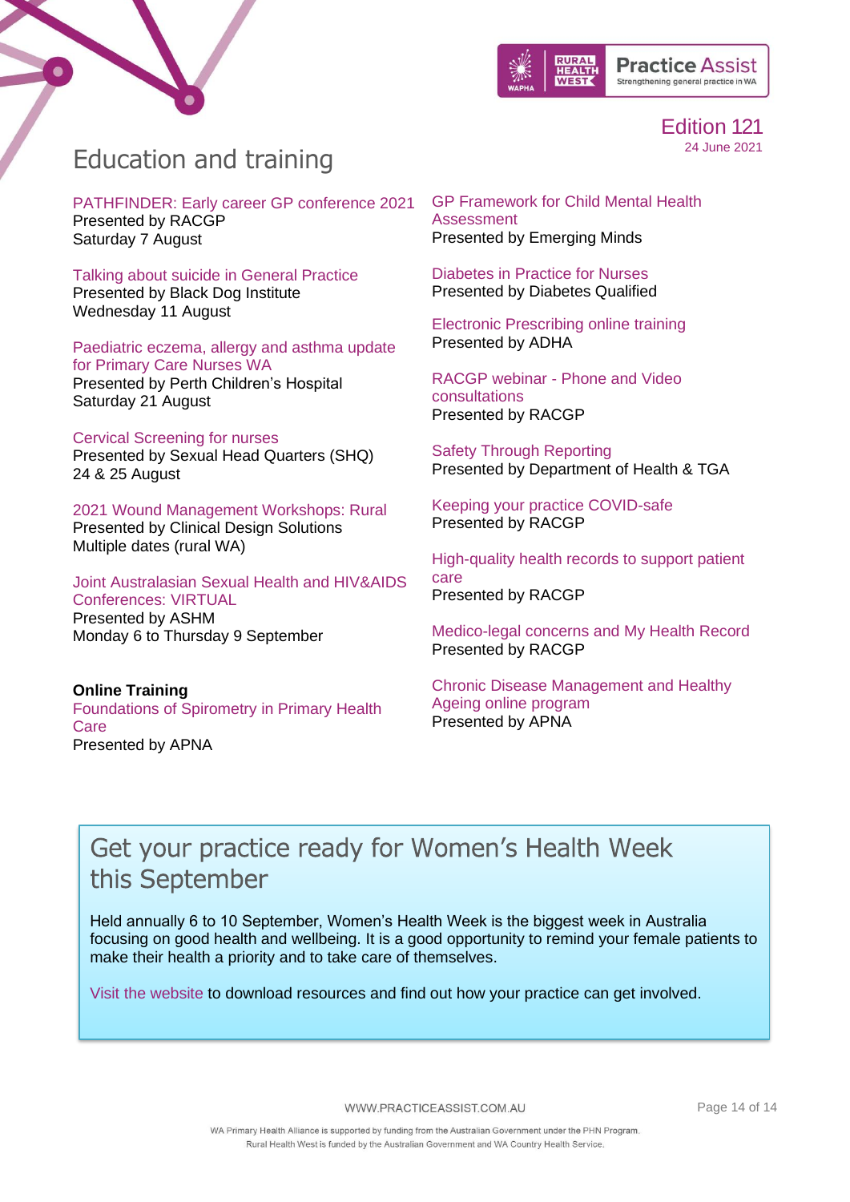# Education and training

PATHFINDER: Early career GP conference 2021
Presented by RACGP
Saturday 7 August

Talking about suicide in General Practice
Presented by Black Dog Institute
Wednesday 11 August

Paediatric eczema, allergy and asthma update for Primary Care Nurses WA
Presented by Perth Children's Hospital
Saturday 21 August

Cervical Screening for nurses
Presented by Sexual Head Quarters (SHQ)
24 & 25 August

2021 Wound Management Workshops: Rural
Presented by Clinical Design Solutions
Multiple dates (rural WA)

Joint Australasian Sexual Health and HIV&AIDS Conferences: VIRTUAL
Presented by ASHM
Monday 6 to Thursday 9 September

**Online Training**

Foundations of Spirometry in Primary Health Care
Presented by APNA

GP Framework for Child Mental Health Assessment
Presented by Emerging Minds

Diabetes in Practice for Nurses
Presented by Diabetes Qualified

Electronic Prescribing online training
Presented by ADHA

RACGP webinar - Phone and Video consultations
Presented by RACGP

Safety Through Reporting
Presented by Department of Health & TGA

Keeping your practice COVID-safe
Presented by RACGP

High-quality health records to support patient care
Presented by RACGP

Medico-legal concerns and My Health Record
Presented by RACGP

Chronic Disease Management and Healthy Ageing online program
Presented by APNA

## Get your practice ready for Women's Health Week this September

Held annually 6 to 10 September, Women's Health Week is the biggest week in Australia focusing on good health and wellbeing. It is a good opportunity to remind your female patients to make their health a priority and to take care of themselves.

Visit the website to download resources and find out how your practice can get involved.

WA Primary Health Alliance is supported by funding from the Australian Government under the PHN Program.
Rural Health West is funded by the Australian Government and WA Country Health Service.